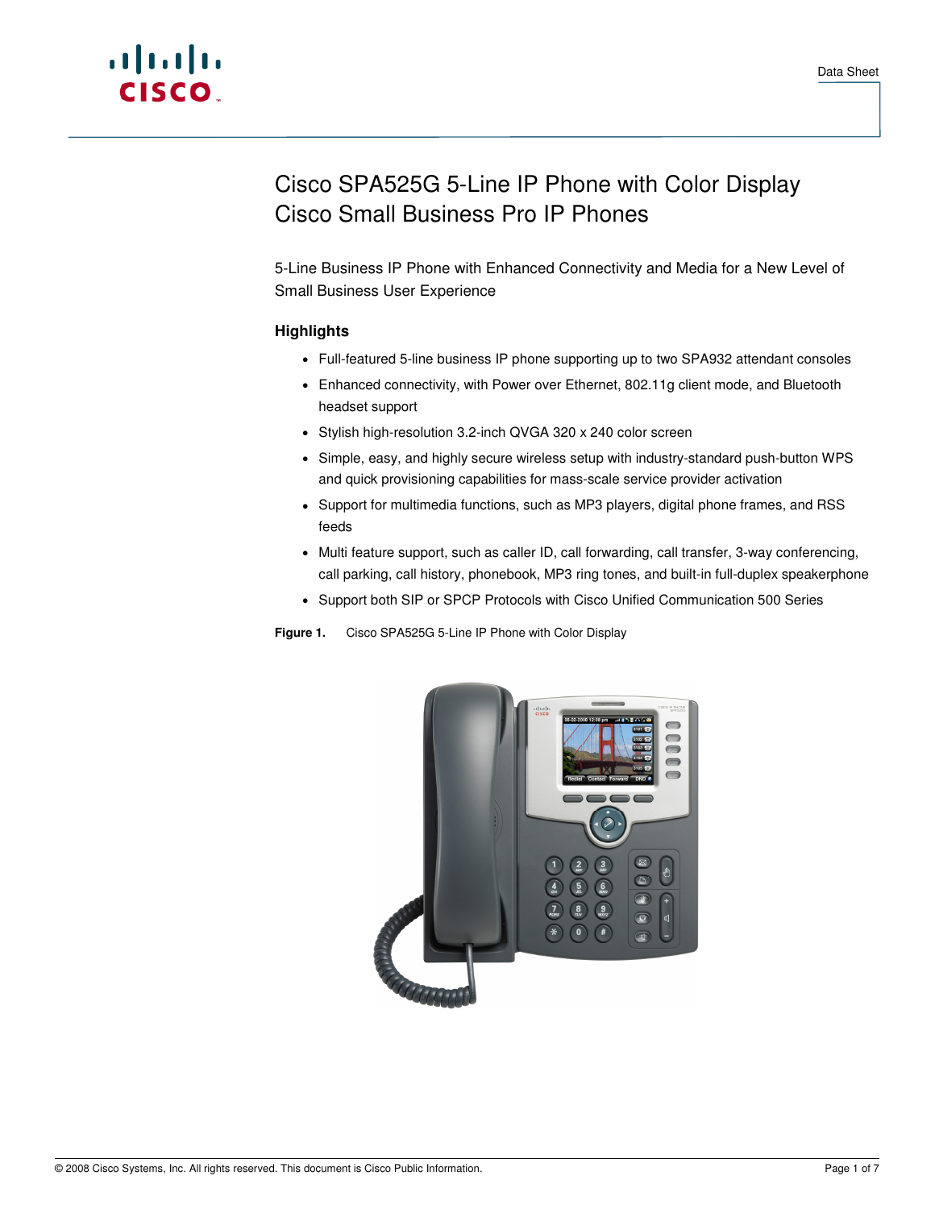Data Sheet

# Cisco SPA525G 5-Line IP Phone with Color Display
# Cisco Small Business Pro IP Phones

5-Line Business IP Phone with Enhanced Connectivity and Media for a New Level of Small Business User Experience

## Highlights

- Full-featured 5-line business IP phone supporting up to two SPA932 attendant consoles
- Enhanced connectivity, with Power over Ethernet, 802.11g client mode, and Bluetooth headset support
- Stylish high-resolution 3.2-inch QVGA 320 x 240 color screen
- Simple, easy, and highly secure wireless setup with industry-standard push-button WPS and quick provisioning capabilities for mass-scale service provider activation
- Support for multimedia functions, such as MP3 players, digital phone frames, and RSS feeds
- Multi feature support, such as caller ID, call forwarding, call transfer, 3-way conferencing, call parking, call history, phonebook, MP3 ring tones, and built-in full-duplex speakerphone
- Support both SIP or SPCP Protocols with Cisco Unified Communication 500 Series

**Figure 1.** Cisco SPA525G 5-Line IP Phone with Color Display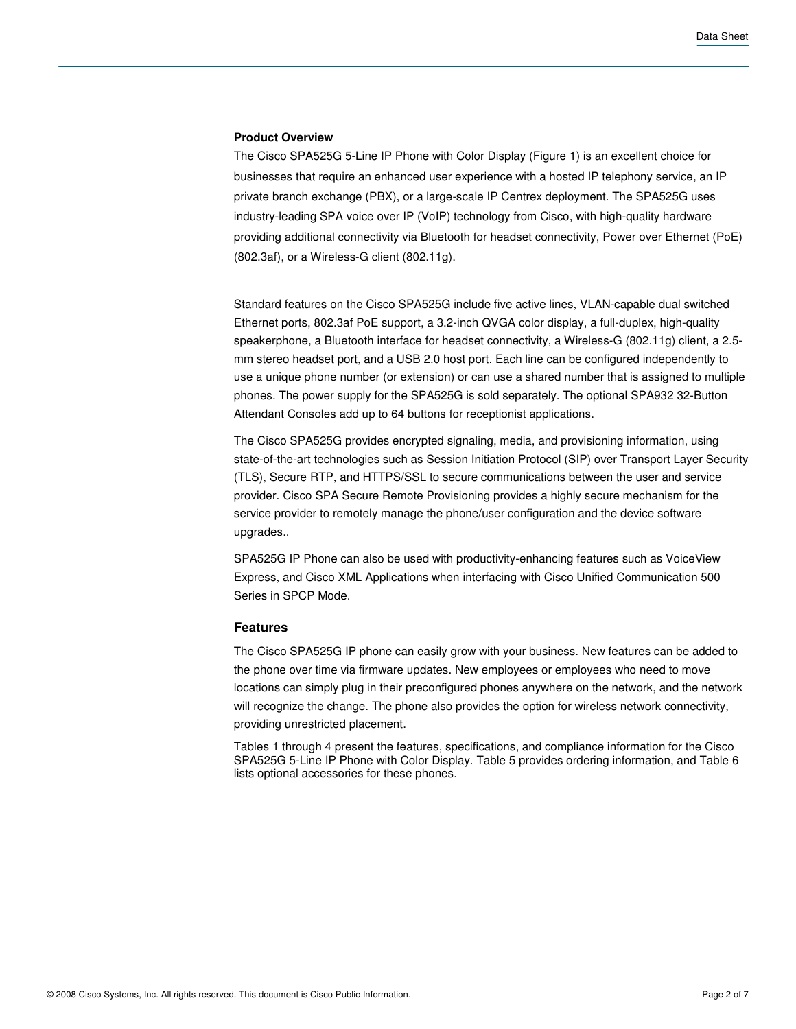**Product Overview**

The Cisco SPA525G 5-Line IP Phone with Color Display (Figure 1) is an excellent choice for businesses that require an enhanced user experience with a hosted IP telephony service, an IP private branch exchange (PBX), or a large-scale IP Centrex deployment. The SPA525G uses industry-leading SPA voice over IP (VoIP) technology from Cisco, with high-quality hardware providing additional connectivity via Bluetooth for headset connectivity, Power over Ethernet (PoE) (802.3af), or a Wireless-G client (802.11g).

Standard features on the Cisco SPA525G include five active lines, VLAN-capable dual switched Ethernet ports, 802.3af PoE support, a 3.2-inch QVGA color display, a full-duplex, high-quality speakerphone, a Bluetooth interface for headset connectivity, a Wireless-G (802.11g) client, a 2.5-mm stereo headset port, and a USB 2.0 host port. Each line can be configured independently to use a unique phone number (or extension) or can use a shared number that is assigned to multiple phones. The power supply for the SPA525G is sold separately. The optional SPA932 32-Button Attendant Consoles add up to 64 buttons for receptionist applications.

The Cisco SPA525G provides encrypted signaling, media, and provisioning information, using state-of-the-art technologies such as Session Initiation Protocol (SIP) over Transport Layer Security (TLS), Secure RTP, and HTTPS/SSL to secure communications between the user and service provider. Cisco SPA Secure Remote Provisioning provides a highly secure mechanism for the service provider to remotely manage the phone/user configuration and the device software upgrades..

SPA525G IP Phone can also be used with productivity-enhancing features such as VoiceView Express, and Cisco XML Applications when interfacing with Cisco Unified Communication 500 Series in SPCP Mode.

## Features

The Cisco SPA525G IP phone can easily grow with your business. New features can be added to the phone over time via firmware updates. New employees or employees who need to move locations can simply plug in their preconfigured phones anywhere on the network, and the network will recognize the change. The phone also provides the option for wireless network connectivity, providing unrestricted placement.

Tables 1 through 4 present the features, specifications, and compliance information for the Cisco SPA525G 5-Line IP Phone with Color Display. Table 5 provides ordering information, and Table 6 lists optional accessories for these phones.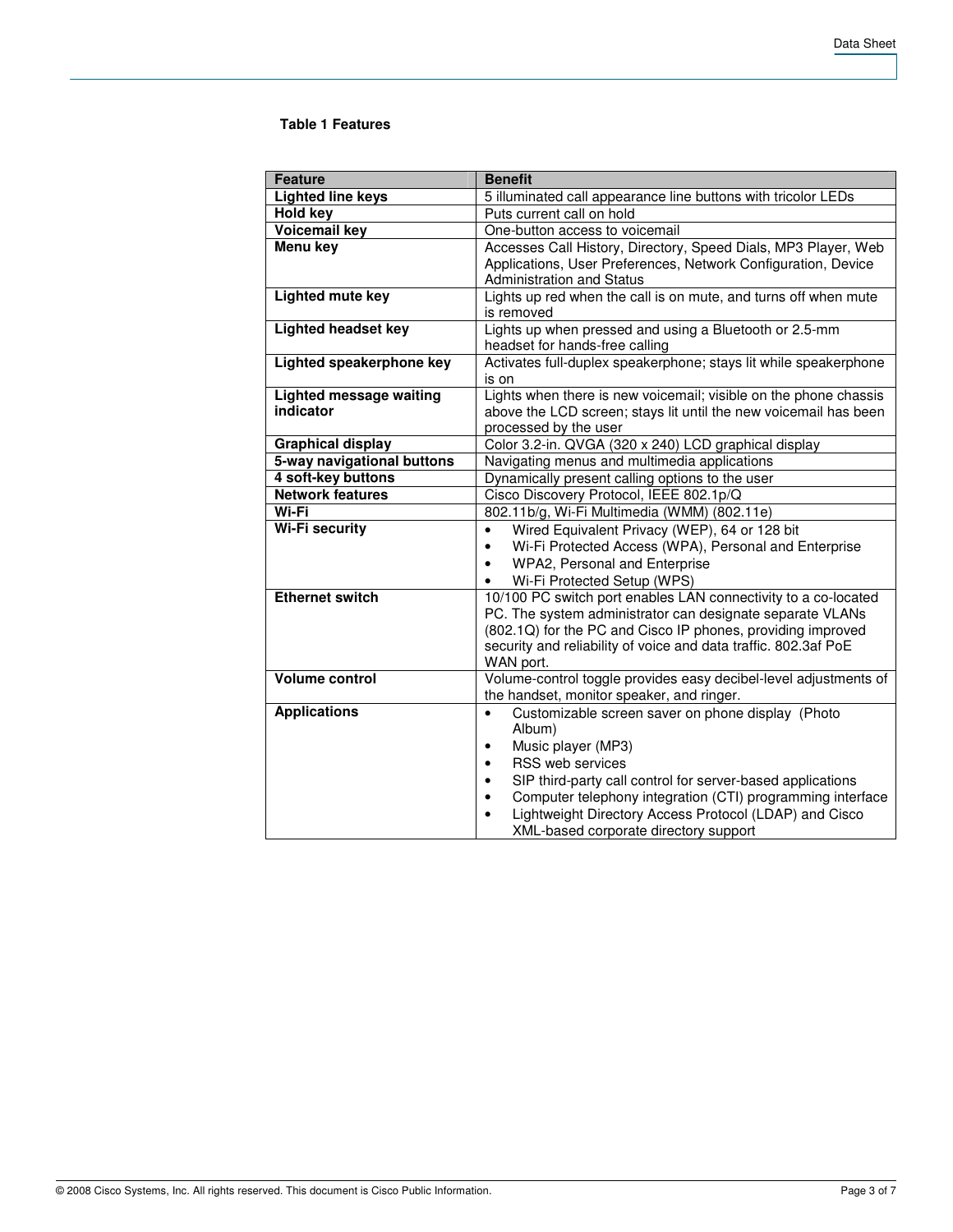**Table 1 Features**

| Feature | Benefit |
| --- | --- |
| **Lighted line keys** | 5 illuminated call appearance line buttons with tricolor LEDs |
| **Hold key** | Puts current call on hold |
| **Voicemail key** | One-button access to voicemail |
| **Menu key** | Accesses Call History, Directory, Speed Dials, MP3 Player, Web Applications, User Preferences, Network Configuration, Device Administration and Status |
| **Lighted mute key** | Lights up red when the call is on mute, and turns off when mute is removed |
| **Lighted headset key** | Lights up when pressed and using a Bluetooth or 2.5-mm headset for hands-free calling |
| **Lighted speakerphone key** | Activates full-duplex speakerphone; stays lit while speakerphone is on |
| **Lighted message waiting indicator** | Lights when there is new voicemail; visible on the phone chassis above the LCD screen; stays lit until the new voicemail has been processed by the user |
| **Graphical display** | Color 3.2-in. QVGA (320 x 240) LCD graphical display |
| **5-way navigational buttons** | Navigating menus and multimedia applications |
| **4 soft-key buttons** | Dynamically present calling options to the user |
| **Network features** | Cisco Discovery Protocol, IEEE 802.1p/Q |
| **Wi-Fi** | 802.11b/g, Wi-Fi Multimedia (WMM) (802.11e) |
| **Wi-Fi security** | • Wired Equivalent Privacy (WEP), 64 or 128 bit<br>• Wi-Fi Protected Access (WPA), Personal and Enterprise<br>• WPA2, Personal and Enterprise<br>• Wi-Fi Protected Setup (WPS) |
| **Ethernet switch** | 10/100 PC switch port enables LAN connectivity to a co-located PC. The system administrator can designate separate VLANs (802.1Q) for the PC and Cisco IP phones, providing improved security and reliability of voice and data traffic. 802.3af PoE WAN port. |
| **Volume control** | Volume-control toggle provides easy decibel-level adjustments of the handset, monitor speaker, and ringer. |
| **Applications** | • Customizable screen saver on phone display (Photo Album)<br>• Music player (MP3)<br>• RSS web services<br>• SIP third-party call control for server-based applications<br>• Computer telephony integration (CTI) programming interface<br>• Lightweight Directory Access Protocol (LDAP) and Cisco XML-based corporate directory support |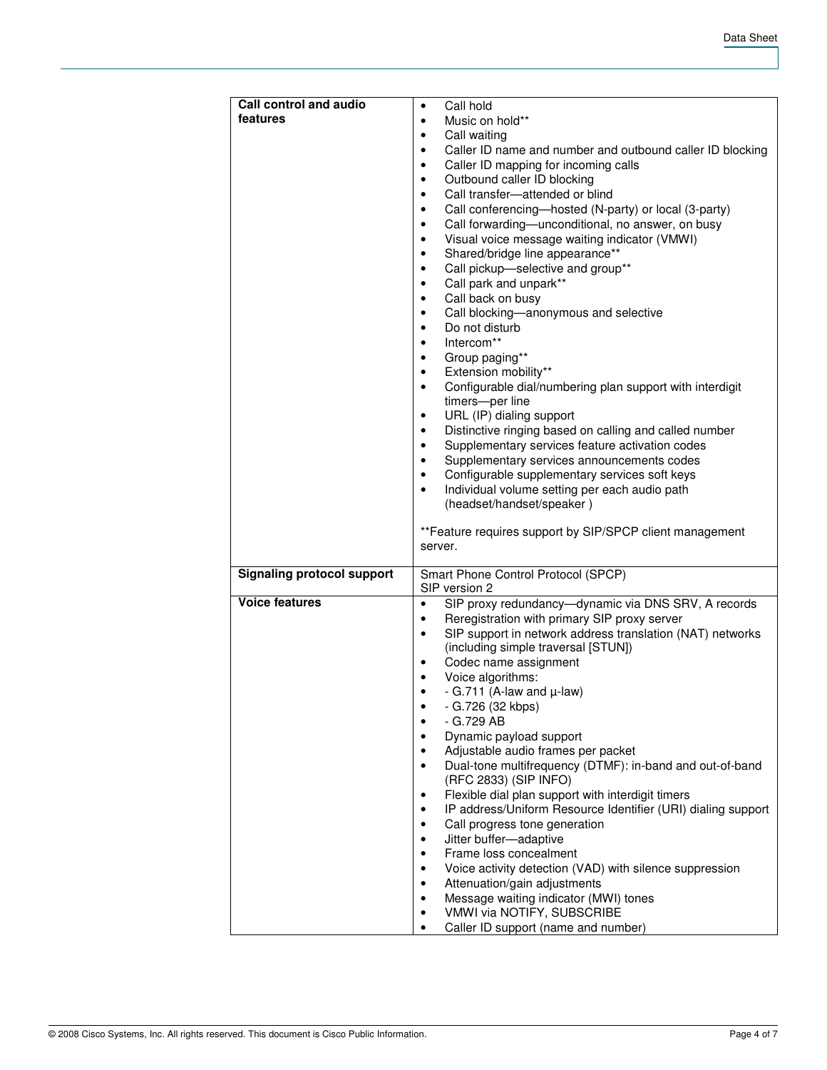| | |
|---|---|
| **Call control and audio features** | • Call hold<br>• Music on hold**<br>• Call waiting<br>• Caller ID name and number and outbound caller ID blocking<br>• Caller ID mapping for incoming calls<br>• Outbound caller ID blocking<br>• Call transfer—attended or blind<br>• Call conferencing—hosted (N-party) or local (3-party)<br>• Call forwarding—unconditional, no answer, on busy<br>• Visual voice message waiting indicator (VMWI)<br>• Shared/bridge line appearance**<br>• Call pickup—selective and group**<br>• Call park and unpark**<br>• Call back on busy<br>• Call blocking—anonymous and selective<br>• Do not disturb<br>• Intercom**<br>• Group paging**<br>• Extension mobility**<br>• Configurable dial/numbering plan support with interdigit timers—per line<br>• URL (IP) dialing support<br>• Distinctive ringing based on calling and called number<br>• Supplementary services feature activation codes<br>• Supplementary services announcements codes<br>• Configurable supplementary services soft keys<br>• Individual volume setting per each audio path (headset/handset/speaker )<br><br>**Feature requires support by SIP/SPCP client management server. |
| **Signaling protocol support** | Smart Phone Control Protocol (SPCP)<br>SIP version 2 |
| **Voice features** | • SIP proxy redundancy—dynamic via DNS SRV, A records<br>• Reregistration with primary SIP proxy server<br>• SIP support in network address translation (NAT) networks (including simple traversal [STUN])<br>• Codec name assignment<br>• Voice algorithms:<br>• - G.711 (A-law and µ-law)<br>• - G.726 (32 kbps)<br>• - G.729 AB<br>• Dynamic payload support<br>• Adjustable audio frames per packet<br>• Dual-tone multifrequency (DTMF): in-band and out-of-band (RFC 2833) (SIP INFO)<br>• Flexible dial plan support with interdigit timers<br>• IP address/Uniform Resource Identifier (URI) dialing support<br>• Call progress tone generation<br>• Jitter buffer—adaptive<br>• Frame loss concealment<br>• Voice activity detection (VAD) with silence suppression<br>• Attenuation/gain adjustments<br>• Message waiting indicator (MWI) tones<br>• VMWI via NOTIFY, SUBSCRIBE<br>• Caller ID support (name and number) |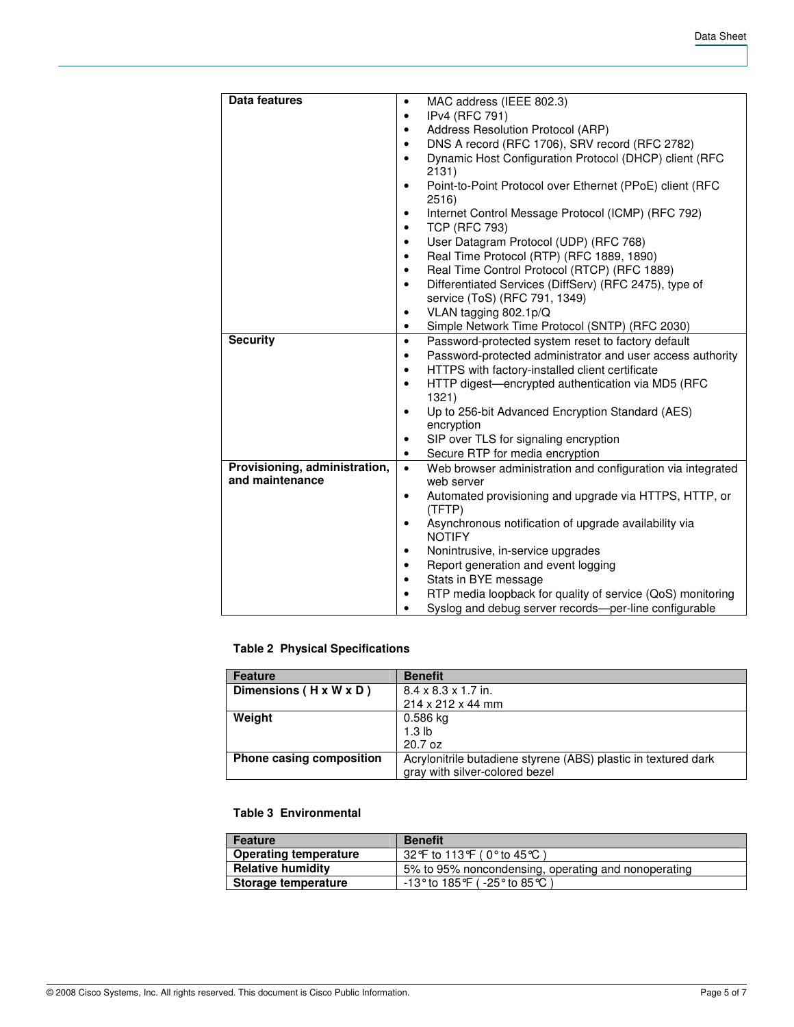| | |
|---|---|
| **Data features** | • MAC address (IEEE 802.3)<br>• IPv4 (RFC 791)<br>• Address Resolution Protocol (ARP)<br>• DNS A record (RFC 1706), SRV record (RFC 2782)<br>• Dynamic Host Configuration Protocol (DHCP) client (RFC 2131)<br>• Point-to-Point Protocol over Ethernet (PPoE) client (RFC 2516)<br>• Internet Control Message Protocol (ICMP) (RFC 792)<br>• TCP (RFC 793)<br>• User Datagram Protocol (UDP) (RFC 768)<br>• Real Time Protocol (RTP) (RFC 1889, 1890)<br>• Real Time Control Protocol (RTCP) (RFC 1889)<br>• Differentiated Services (DiffServ) (RFC 2475), type of service (ToS) (RFC 791, 1349)<br>• VLAN tagging 802.1p/Q<br>• Simple Network Time Protocol (SNTP) (RFC 2030) |
| **Security** | • Password-protected system reset to factory default<br>• Password-protected administrator and user access authority<br>• HTTPS with factory-installed client certificate<br>• HTTP digest—encrypted authentication via MD5 (RFC 1321)<br>• Up to 256-bit Advanced Encryption Standard (AES) encryption<br>• SIP over TLS for signaling encryption<br>• Secure RTP for media encryption |
| **Provisioning, administration, and maintenance** | • Web browser administration and configuration via integrated web server<br>• Automated provisioning and upgrade via HTTPS, HTTP, or (TFTP)<br>• Asynchronous notification of upgrade availability via NOTIFY<br>• Nonintrusive, in-service upgrades<br>• Report generation and event logging<br>• Stats in BYE message<br>• RTP media loopback for quality of service (QoS) monitoring<br>• Syslog and debug server records—per-line configurable |

**Table 2 Physical Specifications**

| Feature | Benefit |
|---|---|
| **Dimensions ( H x W x D )** | 8.4 x 8.3 x 1.7 in.<br>214 x 212 x 44 mm |
| **Weight** | 0.586 kg<br>1.3 lb<br>20.7 oz |
| **Phone casing composition** | Acrylonitrile butadiene styrene (ABS) plastic in textured dark gray with silver-colored bezel |

**Table 3 Environmental**

| Feature | Benefit |
|---|---|
| **Operating temperature** | 32°F to 113°F ( 0° to 45°C ) |
| **Relative humidity** | 5% to 95% noncondensing, operating and nonoperating |
| **Storage temperature** | -13° to 185°F ( -25° to 85°C ) |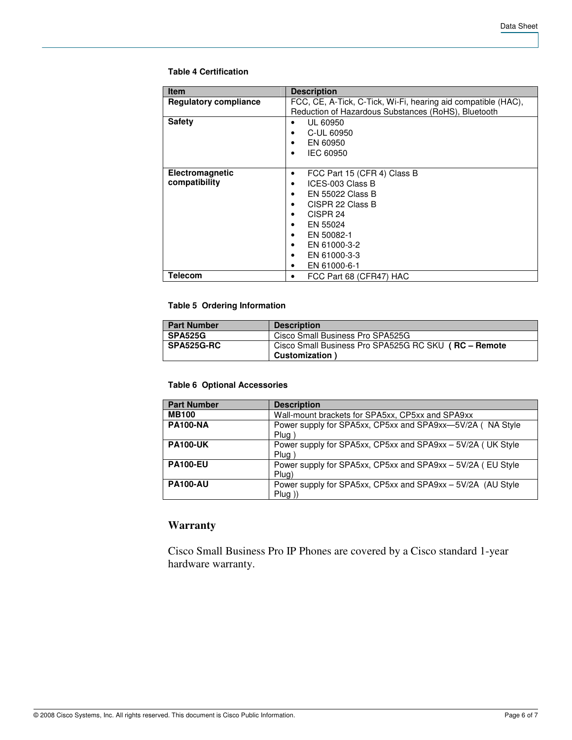**Table 4 Certification**

| Item | Description |
|---|---|
| **Regulatory compliance** | FCC, CE, A-Tick, C-Tick, Wi-Fi, hearing aid compatible (HAC), Reduction of Hazardous Substances (RoHS), Bluetooth |
| **Safety** | • UL 60950<br>• C-UL 60950<br>• EN 60950<br>• IEC 60950 |
| **Electromagnetic compatibility** | • FCC Part 15 (CFR 4) Class B<br>• ICES-003 Class B<br>• EN 55022 Class B<br>• CISPR 22 Class B<br>• CISPR 24<br>• EN 55024<br>• EN 50082-1<br>• EN 61000-3-2<br>• EN 61000-3-3<br>• EN 61000-6-1 |
| **Telecom** | • FCC Part 68 (CFR47) HAC |

**Table 5 Ordering Information**

| Part Number | Description |
|---|---|
| **SPA525G** | Cisco Small Business Pro SPA525G |
| **SPA525G-RC** | Cisco Small Business Pro SPA525G RC SKU **( RC – Remote Customization )** |

**Table 6 Optional Accessories**

| Part Number | Description |
|---|---|
| **MB100** | Wall-mount brackets for SPA5xx, CP5xx and SPA9xx |
| **PA100-NA** | Power supply for SPA5xx, CP5xx and SPA9xx—5V/2A ( NA Style Plug ) |
| **PA100-UK** | Power supply for SPA5xx, CP5xx and SPA9xx – 5V/2A ( UK Style Plug ) |
| **PA100-EU** | Power supply for SPA5xx, CP5xx and SPA9xx – 5V/2A ( EU Style Plug) |
| **PA100-AU** | Power supply for SPA5xx, CP5xx and SPA9xx – 5V/2A (AU Style Plug )) |

## Warranty

Cisco Small Business Pro IP Phones are covered by a Cisco standard 1-year hardware warranty.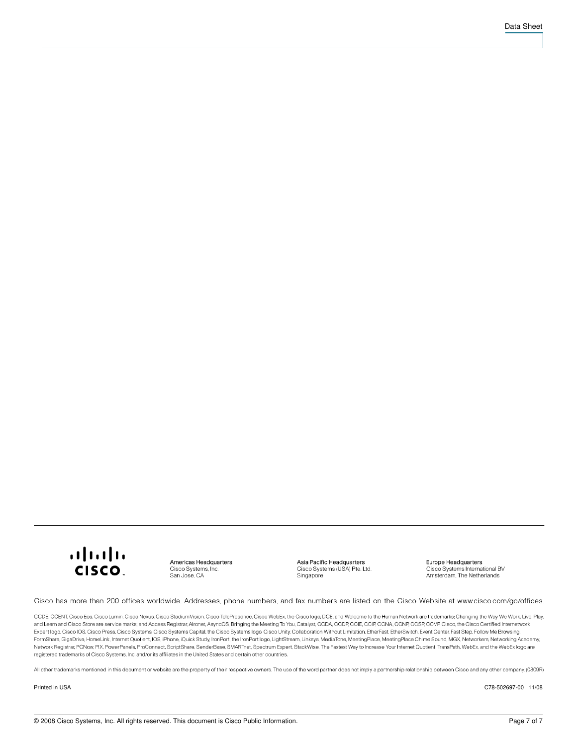Americas Headquarters
Cisco Systems, Inc.
San Jose, CA

Asia Pacific Headquarters
Cisco Systems (USA) Pte. Ltd.
Singapore

Europe Headquarters
Cisco Systems International BV
Amsterdam, The Netherlands

Cisco has more than 200 offices worldwide. Addresses, phone numbers, and fax numbers are listed on the Cisco Website at www.cisco.com/go/offices.

CCDE, CCENT, Cisco Eos, Cisco Lumin, Cisco Nexus, Cisco StadiumVision, Cisco TelePresence, Cisco WebEx, the Cisco logo, DCE, and Welcome to the Human Network are trademarks; Changing the Way We Work, Live, Play, and Learn and Cisco Store are service marks; and Access Registrar, Aironet, AsyncOS, Bringing the Meeting To You, Catalyst, CCDA, CCDP, CCIE, CCIP, CCNA, CCNP, CCSP, CCVP, Cisco, the Cisco Certified Internetwork Expert logo, Cisco IOS, Cisco Press, Cisco Systems, Cisco Systems Capital, the Cisco Systems logo, Cisco Unity, Collaboration Without Limitation, EtherFast, EtherSwitch, Event Center, Fast Step, Follow Me Browsing, FormShare, GigaDrive, HomeLink, Internet Quotient, IOS, iPhone, iQuick Study, IronPort, the IronPort logo, LightStream, Linksys, MediaTone, MeetingPlace, MeetingPlace Chime Sound, MGX, Networkers, Networking Academy, Network Registrar, PCNow, PIX, PowerPanels, ProConnect, ScriptShare, SenderBase, SMARTnet, Spectrum Expert, StackWise, The Fastest Way to Increase Your Internet Quotient, TransPath, WebEx, and the WebEx logo are registered trademarks of Cisco Systems, Inc. and/or its affiliates in the United States and certain other countries.

All other trademarks mentioned in this document or website are the property of their respective owners. The use of the word partner does not imply a partnership relationship between Cisco and any other company. (0809R)

Printed in USA

C78-502697-00 11/08